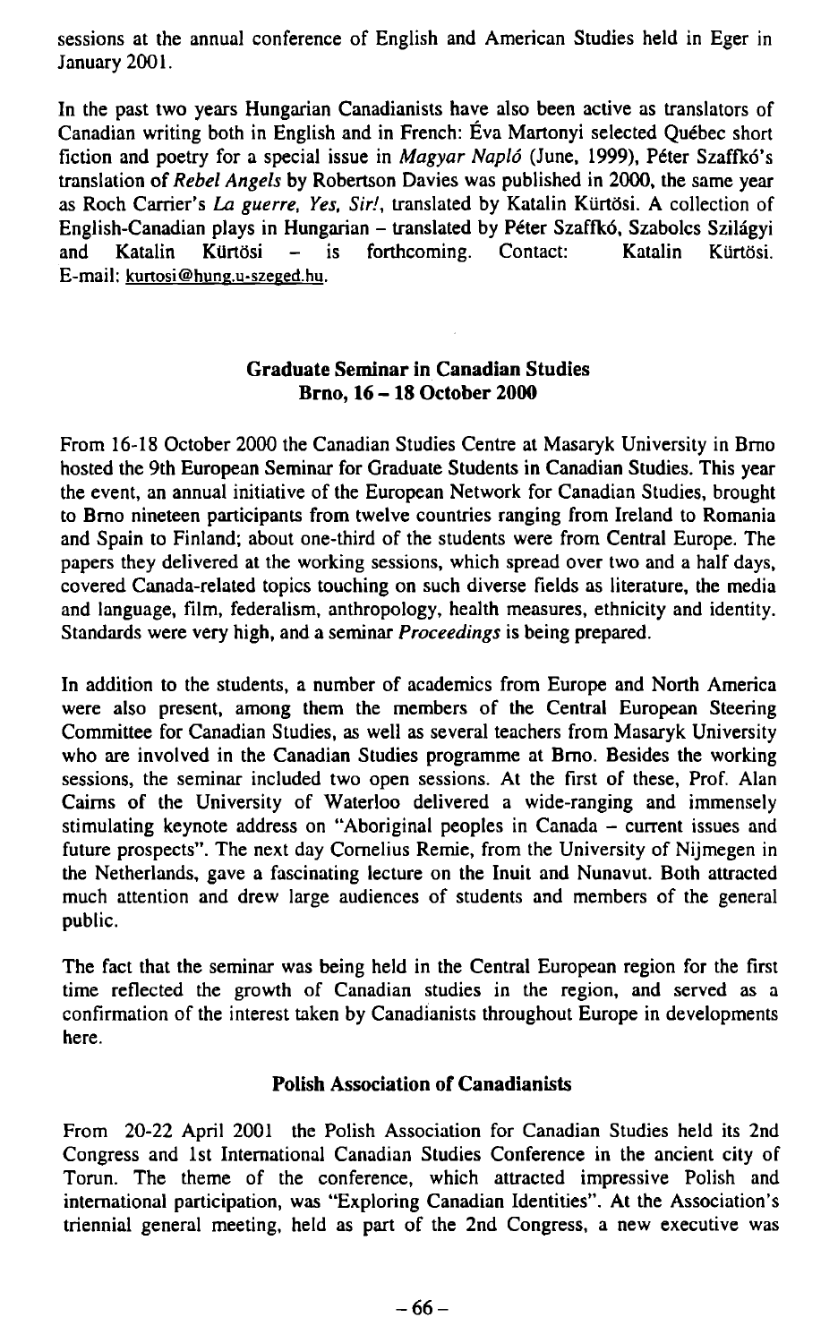sessions at the annual conference of English and American Studies held in Eger in January 2001.

In the past two years Hungarian Canadianists have also been active as translators of Canadian writing both in English and in French: Éva Martonyi selected Québec short fiction and poetry for a special issue in *Magyar Napló* (June, 1999), Péter Szaffkó's translation of *Rebel Angels* by Robertson Davies was published in 2000, the same year as Roch Carrier's *La guerre, Yes, Sir!*, translated by Katalin Kürtösi. A collection of English-Canadian plays in Hungarian – translated by Péter Szaffkó, Szabolcs Szilágyi and Katalin Kürtösi – is forthcoming. Contact: Katalin Kürtösi. E-mail: kurtosi@hung.u-szeged.hu.

### Graduate Seminar in Canadian Studies
### Brno, 16 – 18 October 2000

From 16-18 October 2000 the Canadian Studies Centre at Masaryk University in Brno hosted the 9th European Seminar for Graduate Students in Canadian Studies. This year the event, an annual initiative of the European Network for Canadian Studies, brought to Brno nineteen participants from twelve countries ranging from Ireland to Romania and Spain to Finland; about one-third of the students were from Central Europe. The papers they delivered at the working sessions, which spread over two and a half days, covered Canada-related topics touching on such diverse fields as literature, the media and language, film, federalism, anthropology, health measures, ethnicity and identity. Standards were very high, and a seminar *Proceedings* is being prepared.

In addition to the students, a number of academics from Europe and North America were also present, among them the members of the Central European Steering Committee for Canadian Studies, as well as several teachers from Masaryk University who are involved in the Canadian Studies programme at Brno. Besides the working sessions, the seminar included two open sessions. At the first of these, Prof. Alan Cairns of the University of Waterloo delivered a wide-ranging and immensely stimulating keynote address on "Aboriginal peoples in Canada – current issues and future prospects". The next day Cornelius Remie, from the University of Nijmegen in the Netherlands, gave a fascinating lecture on the Inuit and Nunavut. Both attracted much attention and drew large audiences of students and members of the general public.

The fact that the seminar was being held in the Central European region for the first time reflected the growth of Canadian studies in the region, and served as a confirmation of the interest taken by Canadianists throughout Europe in developments here.

### Polish Association of Canadianists

From 20-22 April 2001 the Polish Association for Canadian Studies held its 2nd Congress and 1st International Canadian Studies Conference in the ancient city of Torun. The theme of the conference, which attracted impressive Polish and international participation, was "Exploring Canadian Identities". At the Association's triennial general meeting, held as part of the 2nd Congress, a new executive was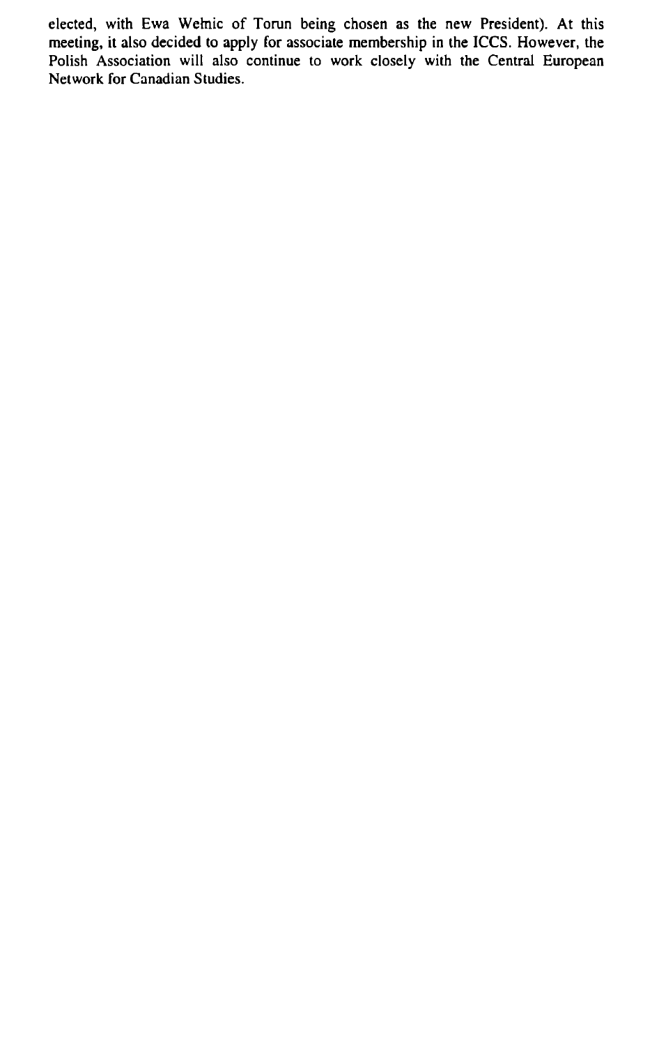elected, with Ewa Wełnic of Torun being chosen as the new President). At this meeting, it also decided to apply for associate membership in the ICCS. However, the Polish Association will also continue to work closely with the Central European Network for Canadian Studies.